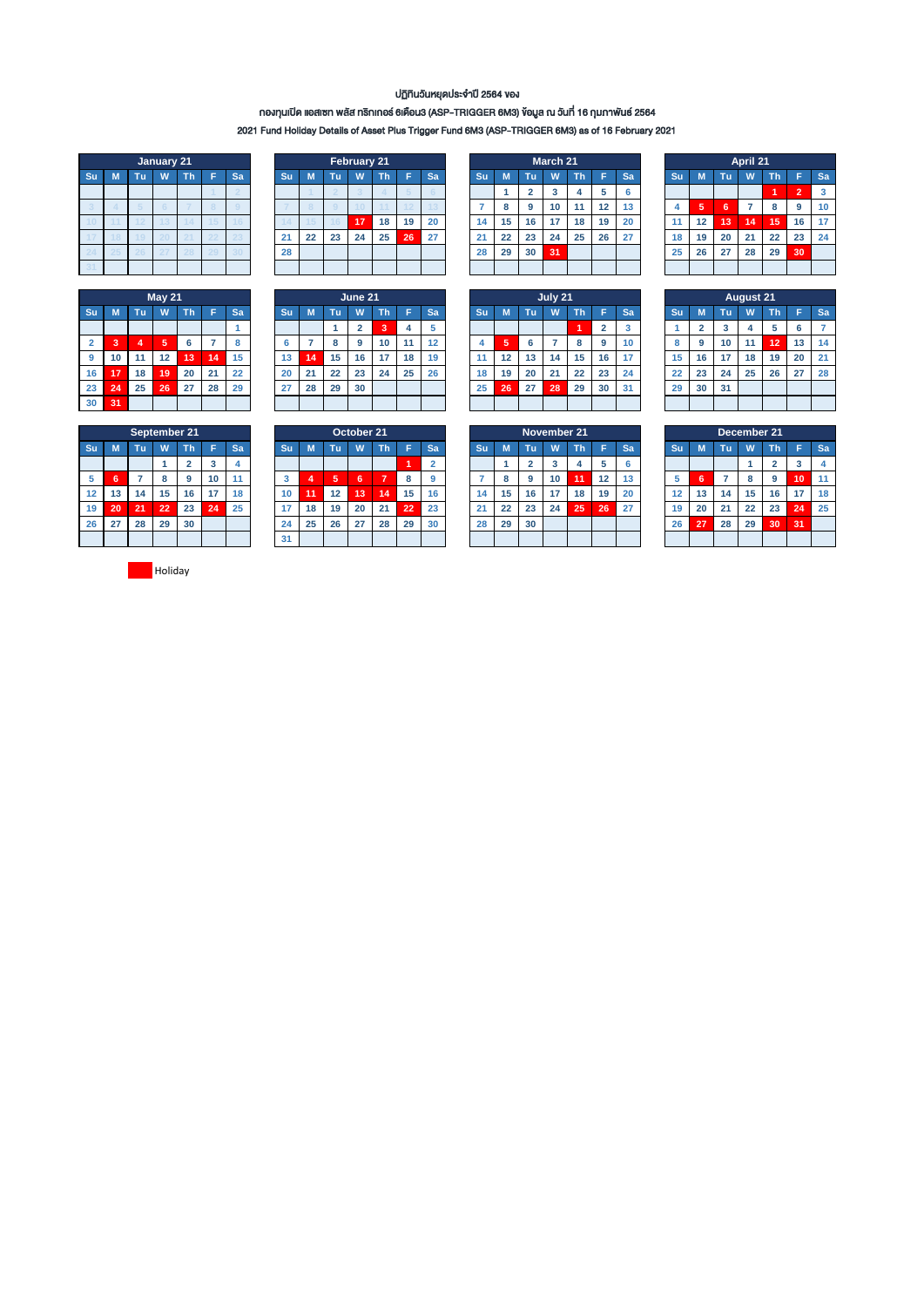ปฏิทินวันหยุดประจำปี 2564 ของ

กองทุนเปิด แอสเซท พลัส ทริกเกอร์ 6เดือน3 (ASP-TRIGGER 6M3) ข้อมูล ณ วันที่ 16 กุมภาพันธ์ 2564

2021 Fund Holiday Details of Asset Plus Trigger Fund 6M3 (ASP-TRIGGER 6M3) as of 16 February 2021

**January 21**

| Su | M | Tu | W | Th | F | Sa |
|---|---|---|---|---|---|---|
| | | | | | 1 | 2 |
| 3 | 4 | 5 | 6 | 7 | 8 | 9 |
| 10 | 11 | 12 | 13 | 14 | 15 | 16 |
| 17 | 18 | 19 | 20 | 21 | 22 | 23 |
| 24 | 25 | 26 | 27 | 28 | 29 | 30 |
| 31 | | | | | | |

**February 21**

| Su | M | Tu | W | Th | F | Sa |
|---|---|---|---|---|---|---|
| | 1 | 2 | 3 | 4 | 5 | 6 |
| 7 | 8 | 9 | 10 | 11 | 12 | 13 |
| 14 | 15 | 16 | **17** | 18 | 19 | 20 |
| 21 | 22 | 23 | 24 | 25 | **26** | 27 |
| 28 | | | | | | |

**March 21**

| Su | M | Tu | W | Th | F | Sa |
|---|---|---|---|---|---|---|
| | 1 | 2 | 3 | 4 | 5 | 6 |
| 7 | 8 | 9 | 10 | 11 | 12 | 13 |
| 14 | 15 | 16 | 17 | 18 | 19 | 20 |
| 21 | 22 | 23 | 24 | 25 | 26 | 27 |
| 28 | 29 | 30 | **31** | | | |

**April 21**

| Su | M | Tu | W | Th | F | Sa |
|---|---|---|---|---|---|---|
| | | | | **1** | **2** | 3 |
| 4 | **5** | **6** | 7 | 8 | 9 | 10 |
| 11 | 12 | **13** | **14** | **15** | 16 | 17 |
| 18 | 19 | 20 | 21 | 22 | 23 | 24 |
| 25 | 26 | 27 | 28 | 29 | **30** | |

**May 21**

| Su | M | Tu | W | Th | F | Sa |
|---|---|---|---|---|---|---|
| | | | | | | 1 |
| 2 | **3** | **4** | **5** | 6 | 7 | 8 |
| 9 | 10 | 11 | 12 | **13** | **14** | 15 |
| 16 | **17** | 18 | **19** | 20 | 21 | 22 |
| 23 | **24** | 25 | **26** | 27 | 28 | 29 |
| 30 | **31** | | | | | |

**June 21**

| Su | M | Tu | W | Th | F | Sa |
|---|---|---|---|---|---|---|
| | | 1 | 2 | **3** | 4 | 5 |
| 6 | 7 | 8 | 9 | 10 | 11 | 12 |
| 13 | **14** | 15 | 16 | 17 | 18 | 19 |
| 20 | 21 | 22 | 23 | 24 | 25 | 26 |
| 27 | 28 | 29 | 30 | | | |

**July 21**

| Su | M | Tu | W | Th | F | Sa |
|---|---|---|---|---|---|---|
| | | | | **1** | 2 | 3 |
| 4 | **5** | 6 | 7 | 8 | 9 | 10 |
| 11 | 12 | 13 | 14 | 15 | 16 | 17 |
| 18 | 19 | 20 | 21 | 22 | 23 | 24 |
| 25 | **26** | 27 | **28** | 29 | 30 | 31 |

**August 21**

| Su | M | Tu | W | Th | F | Sa |
|---|---|---|---|---|---|---|
| 1 | 2 | 3 | 4 | 5 | 6 | 7 |
| 8 | 9 | 10 | 11 | **12** | 13 | 14 |
| 15 | 16 | 17 | 18 | 19 | 20 | 21 |
| 22 | 23 | 24 | 25 | 26 | 27 | 28 |
| 29 | 30 | 31 | | | | |

**September 21**

| Su | M | Tu | W | Th | F | Sa |
|---|---|---|---|---|---|---|
| | | | 1 | 2 | 3 | 4 |
| 5 | **6** | 7 | 8 | 9 | 10 | 11 |
| 12 | 13 | 14 | 15 | 16 | 17 | 18 |
| 19 | **20** | **21** | **22** | 23 | **24** | 25 |
| 26 | 27 | 28 | 29 | 30 | | |

**October 21**

| Su | M | Tu | W | Th | F | Sa |
|---|---|---|---|---|---|---|
| | | | | | **1** | 2 |
| 3 | **4** | **5** | **6** | **7** | 8 | 9 |
| 10 | **11** | 12 | **13** | **14** | 15 | 16 |
| 17 | 18 | 19 | 20 | 21 | **22** | 23 |
| 24 | 25 | 26 | 27 | 28 | 29 | 30 |
| 31 | | | | | | |

**November 21**

| Su | M | Tu | W | Th | F | Sa |
|---|---|---|---|---|---|---|
| | 1 | 2 | 3 | 4 | 5 | 6 |
| 7 | 8 | 9 | 10 | **11** | 12 | 13 |
| 14 | 15 | 16 | 17 | 18 | 19 | 20 |
| 21 | 22 | 23 | 24 | **25** | **26** | 27 |
| 28 | 29 | 30 | | | | |

**December 21**

| Su | M | Tu | W | Th | F | Sa |
|---|---|---|---|---|---|---|
| | | | 1 | 2 | 3 | 4 |
| 5 | **6** | 7 | 8 | 9 | **10** | 11 |
| 12 | 13 | 14 | 15 | 16 | 17 | 18 |
| 19 | 20 | 21 | 22 | 23 | **24** | 25 |
| 26 | **27** | 28 | 29 | **30** | **31** | |

**Bold** = Holiday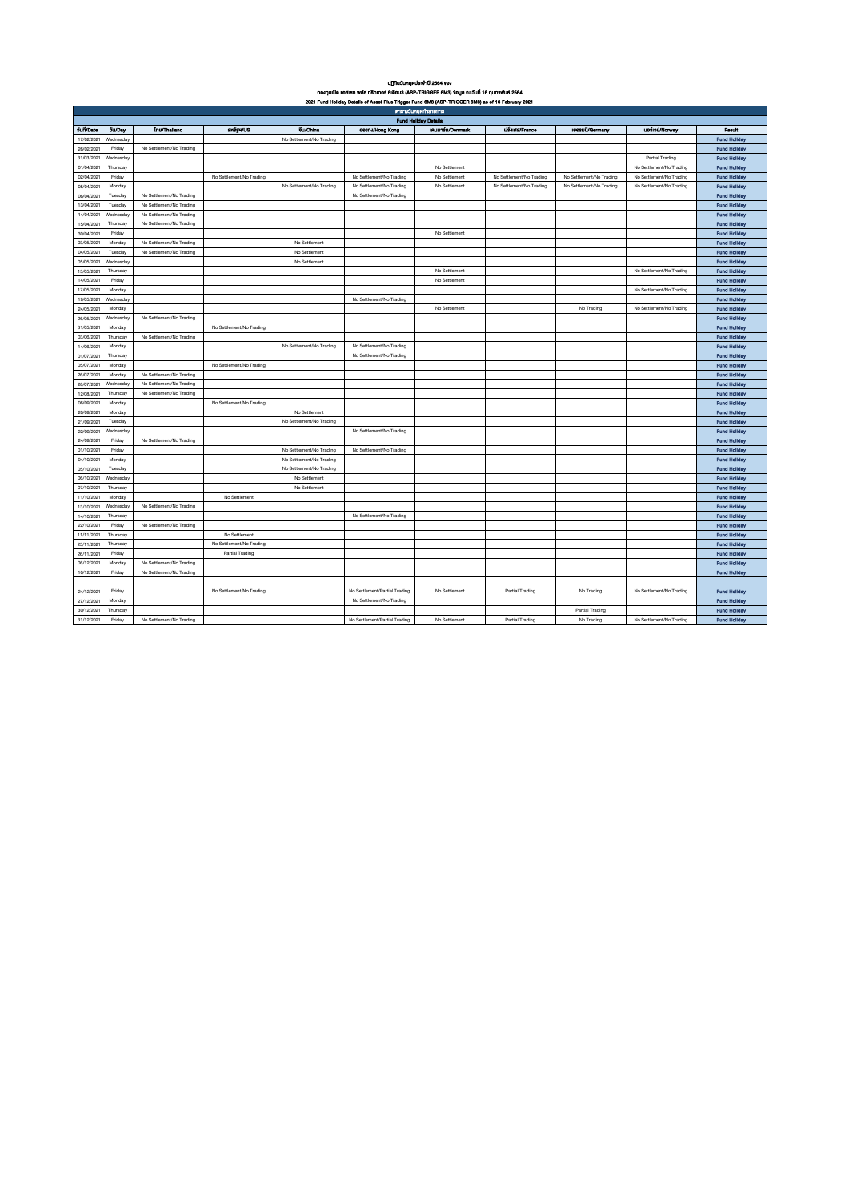**ปฏิทินวันหยุดประจำปี 2564 ของ**

**กองทุนเปิด แอสเซท พลัส ทริกเกอร์ 6เดือน3 (ASP-TRIGGER 6M3) ข้อมูล ณ วันที่ 18 กุมภาพันธ์ 2564**

**2021 Fund Holiday Details of Asset Plus Trigger Fund 6M3 (ASP-TRIGGER 6M3) as of 18 February 2021**

| ตารางวันหยุดกองทุน | | | | | | | | | | |
|---|---|---|---|---|---|---|---|---|---|---|
| Fund Holiday Details | | | | | | | | | | |
| วันที่/Date | วัน/Day | ไทย/Thailand | สหรัฐฯ/US | จีน/China | ฮ่องกง/Hong Kong | เดนมาร์ก/Denmark | ฝรั่งเศส/France | เยอรมนี/Germany | นอร์เวย์/Norway | Result |
| 17/02/2021 | Wednesday | | | No Settlement/No Trading | | | | | | Fund Holiday |
| 26/02/2021 | Friday | No Settlement/No Trading | | | | | | | | Fund Holiday |
| 31/03/2021 | Wednesday | | | | | | | | Partial Trading | Fund Holiday |
| 01/04/2021 | Thursday | | | | | No Settlement | | | No Settlement/No Trading | Fund Holiday |
| 02/04/2021 | Friday | | No Settlement/No Trading | | No Settlement/No Trading | No Settlement | No Settlement/No Trading | No Settlement/No Trading | No Settlement/No Trading | Fund Holiday |
| 05/04/2021 | Monday | | | No Settlement/No Trading | No Settlement/No Trading | No Settlement | No Settlement/No Trading | No Settlement/No Trading | No Settlement/No Trading | Fund Holiday |
| 06/04/2021 | Tuesday | No Settlement/No Trading | | | No Settlement/No Trading | | | | | Fund Holiday |
| 13/04/2021 | Tuesday | No Settlement/No Trading | | | | | | | | Fund Holiday |
| 14/04/2021 | Wednesday | No Settlement/No Trading | | | | | | | | Fund Holiday |
| 15/04/2021 | Thursday | No Settlement/No Trading | | | | | | | | Fund Holiday |
| 30/04/2021 | Friday | | | | | No Settlement | | | | Fund Holiday |
| 03/05/2021 | Monday | No Settlement/No Trading | | No Settlement | | | | | | Fund Holiday |
| 04/05/2021 | Tuesday | No Settlement/No Trading | | No Settlement | | | | | | Fund Holiday |
| 05/05/2021 | Wednesday | | | No Settlement | | | | | | Fund Holiday |
| 13/05/2021 | Thursday | | | | | No Settlement | | | No Settlement/No Trading | Fund Holiday |
| 14/05/2021 | Friday | | | | | No Settlement | | | | Fund Holiday |
| 17/05/2021 | Monday | | | | | | | | No Settlement/No Trading | Fund Holiday |
| 19/05/2021 | Wednesday | | | | No Settlement/No Trading | | | | | Fund Holiday |
| 24/05/2021 | Monday | | | | | No Settlement | | No Trading | No Settlement/No Trading | Fund Holiday |
| 26/05/2021 | Wednesday | No Settlement/No Trading | | | | | | | | Fund Holiday |
| 31/05/2021 | Monday | | No Settlement/No Trading | | | | | | | Fund Holiday |
| 03/06/2021 | Thursday | No Settlement/No Trading | | | | | | | | Fund Holiday |
| 14/06/2021 | Monday | | | No Settlement/No Trading | No Settlement/No Trading | | | | | Fund Holiday |
| 01/07/2021 | Thursday | | | | No Settlement/No Trading | | | | | Fund Holiday |
| 05/07/2021 | Monday | | No Settlement/No Trading | | | | | | | Fund Holiday |
| 26/07/2021 | Monday | No Settlement/No Trading | | | | | | | | Fund Holiday |
| 28/07/2021 | Wednesday | No Settlement/No Trading | | | | | | | | Fund Holiday |
| 12/08/2021 | Thursday | No Settlement/No Trading | | | | | | | | Fund Holiday |
| 06/09/2021 | Monday | | No Settlement/No Trading | | | | | | | Fund Holiday |
| 20/09/2021 | Monday | | | No Settlement | | | | | | Fund Holiday |
| 21/09/2021 | Tuesday | | | No Settlement/No Trading | | | | | | Fund Holiday |
| 22/09/2021 | Wednesday | | | | No Settlement/No Trading | | | | | Fund Holiday |
| 24/09/2021 | Friday | No Settlement/No Trading | | | | | | | | Fund Holiday |
| 01/10/2021 | Friday | | | No Settlement/No Trading | No Settlement/No Trading | | | | | Fund Holiday |
| 04/10/2021 | Monday | | | No Settlement/No Trading | | | | | | Fund Holiday |
| 05/10/2021 | Tuesday | | | No Settlement/No Trading | | | | | | Fund Holiday |
| 06/10/2021 | Wednesday | | | No Settlement | | | | | | Fund Holiday |
| 07/10/2021 | Thursday | | | No Settlement | | | | | | Fund Holiday |
| 11/10/2021 | Monday | | No Settlement | | | | | | | Fund Holiday |
| 13/10/2021 | Wednesday | No Settlement/No Trading | | | | | | | | Fund Holiday |
| 14/10/2021 | Thursday | | | | No Settlement/No Trading | | | | | Fund Holiday |
| 22/10/2021 | Friday | No Settlement/No Trading | | | | | | | | Fund Holiday |
| 11/11/2021 | Thursday | | No Settlement | | | | | | | Fund Holiday |
| 25/11/2021 | Thursday | | No Settlement/No Trading | | | | | | | Fund Holiday |
| 26/11/2021 | Friday | | Partial Trading | | | | | | | Fund Holiday |
| 06/12/2021 | Monday | No Settlement/No Trading | | | | | | | | Fund Holiday |
| 10/12/2021 | Friday | No Settlement/No Trading | | | | | | | | Fund Holiday |
| 24/12/2021 | Friday | | No Settlement/No Trading | | No Settlement/Partial Trading | No Settlement | Partial Trading | No Trading | No Settlement/No Trading | Fund Holiday |
| 27/12/2021 | Monday | | | | No Settlement/No Trading | | | | | Fund Holiday |
| 30/12/2021 | Thursday | | | | | | | Partial Trading | | Fund Holiday |
| 31/12/2021 | Friday | No Settlement/No Trading | | | No Settlement/Partial Trading | No Settlement | Partial Trading | No Trading | No Settlement/No Trading | Fund Holiday |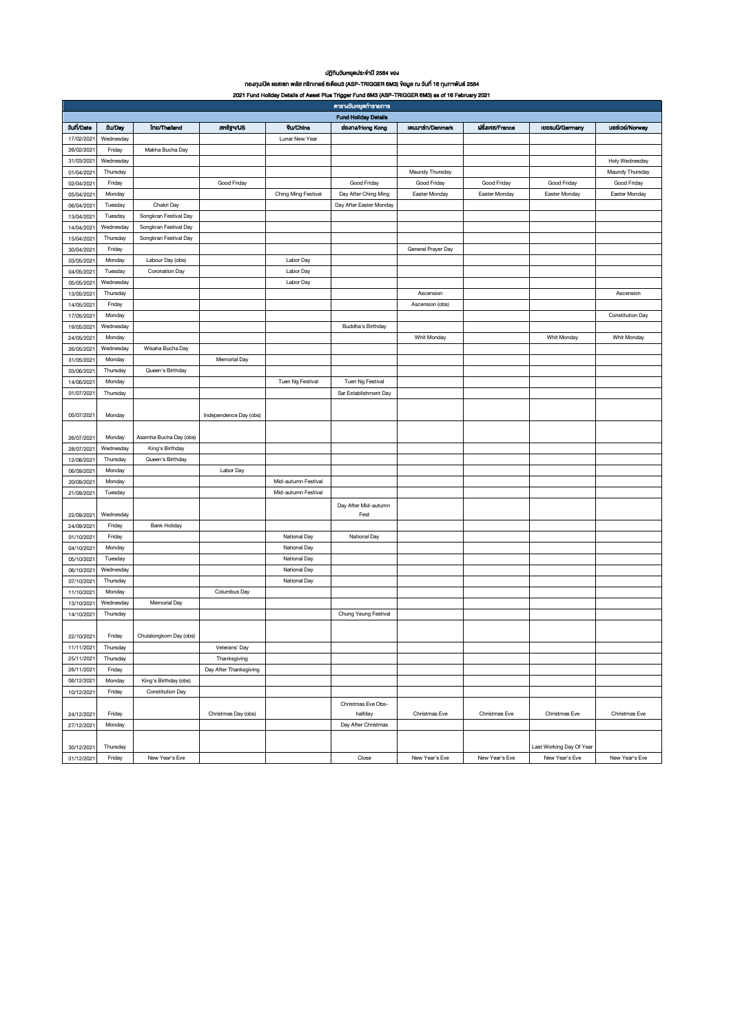ปฏิทินวันหยุดประจำปี 2564 ของ

กองทุนเปิด แอสเซท พลัส ทริกเกอร์ 6เดือน3 (ASP-TRIGGER 6M3) ข้อมูล ณ วันที่ 16 กุมภาพันธ์ 2564

2021 Fund Holiday Details of Asset Plus Trigger Fund 6M3 (ASP-TRIGGER 6M3) as of 16 February 2021

| ตารางวันหยุดทำรายการ | | | | | | | | | |
|---|---|---|---|---|---|---|---|---|---|
| Fund Holiday Details | | | | | | | | | |
| วันที่/Date | วัน/Day | ไทย/Thailand | สหรัฐฯ/US | จีน/China | ฮ่องกง/Hong Kong | เดนมาร์ก/Denmark | ฝรั่งเศส/France | เยอรมนี/Germany | นอร์เวย์/Norway |
| 17/02/2021 | Wednesday | | | Lunar New Year | | | | | |
| 26/02/2021 | Friday | Makha Bucha Day | | | | | | | |
| 31/03/2021 | Wednesday | | | | | | | | Holy Wednesday |
| 01/04/2021 | Thursday | | | | | Maundy Thursday | | | Maundy Thursday |
| 02/04/2021 | Friday | | Good Friday | | Good Friday | Good Friday | Good Friday | Good Friday | Good Friday |
| 05/04/2021 | Monday | | | Ching Ming Festival | Day After Ching Ming | Easter Monday | Easter Monday | Easter Monday | Easter Monday |
| 06/04/2021 | Tuesday | Chakri Day | | | Day After Easter Monday | | | | |
| 13/04/2021 | Tuesday | Songkran Festival Day | | | | | | | |
| 14/04/2021 | Wednesday | Songkran Festival Day | | | | | | | |
| 15/04/2021 | Thursday | Songkran Festival Day | | | | | | | |
| 30/04/2021 | Friday | | | | | General Prayer Day | | | |
| 03/05/2021 | Monday | Labour Day (obs) | | Labor Day | | | | | |
| 04/05/2021 | Tuesday | Coronation Day | | Labor Day | | | | | |
| 05/05/2021 | Wednesday | | | Labor Day | | | | | |
| 13/05/2021 | Thursday | | | | | Ascension | | | Ascension |
| 14/05/2021 | Friday | | | | | Ascension (obs) | | | |
| 17/05/2021 | Monday | | | | | | | | Constitution Day |
| 19/05/2021 | Wednesday | | | | Buddha's Birthday | | | | |
| 24/05/2021 | Monday | | | | | Whit Monday | | Whit Monday | Whit Monday |
| 26/05/2021 | Wednesday | Wisaha Bucha Day | | | | | | | |
| 31/05/2021 | Monday | | Memorial Day | | | | | | |
| 03/06/2021 | Thursday | Queen's Birthday | | | | | | | |
| 14/06/2021 | Monday | | | Tuen Ng Festival | Tuen Ng Festival | | | | |
| 01/07/2021 | Thursday | | | | Sar Establishment Day | | | | |
| 05/07/2021 | Monday | | Independence Day (obs) | | | | | | |
| 26/07/2021 | Monday | Asamha Bucha Day (obs) | | | | | | | |
| 28/07/2021 | Wednesday | King's Birthday | | | | | | | |
| 12/08/2021 | Thursday | Queen's Birthday | | | | | | | |
| 06/09/2021 | Monday | | Labor Day | | | | | | |
| 20/09/2021 | Monday | | | Mid-autumn Festival | | | | | |
| 21/09/2021 | Tuesday | | | Mid-autumn Festival | | | | | |
| 22/09/2021 | Wednesday | | | | Day After Mid-autumn Fest | | | | |
| 24/09/2021 | Friday | Bank Holiday | | | | | | | |
| 01/10/2021 | Friday | | | National Day | National Day | | | | |
| 04/10/2021 | Monday | | | National Day | | | | | |
| 05/10/2021 | Tuesday | | | National Day | | | | | |
| 06/10/2021 | Wednesday | | | National Day | | | | | |
| 07/10/2021 | Thursday | | | National Day | | | | | |
| 11/10/2021 | Monday | | Columbus Day | | | | | | |
| 13/10/2021 | Wednesday | Memorial Day | | | | | | | |
| 14/10/2021 | Thursday | | | | Chung Yeung Festival | | | | |
| 22/10/2021 | Friday | Chulalongkorn Day (obs) | | | | | | | |
| 11/11/2021 | Thursday | | Veterans' Day | | | | | | |
| 25/11/2021 | Thursday | | Thanksgiving | | | | | | |
| 26/11/2021 | Friday | | Day After Thanksgiving | | | | | | |
| 06/12/2021 | Monday | King's Birthday (obs) | | | | | | | |
| 10/12/2021 | Friday | Constitution Day | | | | | | | |
| 24/12/2021 | Friday | | Christmas Day (obs) | | Christmas Eve Obs-halfday | Christmas Eve | Christmas Eve | Christmas Eve | Christmas Eve |
| 27/12/2021 | Monday | | | | Day After Christmas | | | | |
| 30/12/2021 | Thursday | | | | | | | Last Working Day Of Year | |
| 31/12/2021 | Friday | New Year's Eve | | | Close | New Year's Eve | New Year's Eve | New Year's Eve | New Year's Eve |